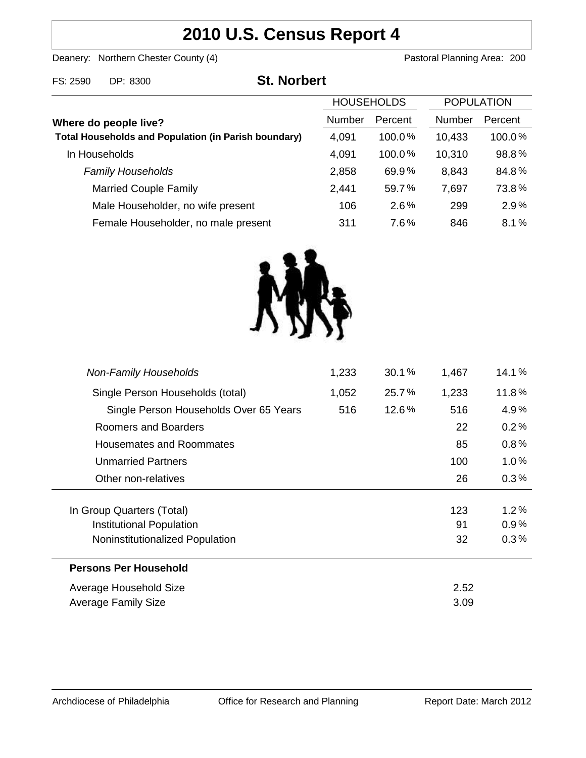# 2010 U.S. Census Report 4

Deanery: Northern Chester County (4) Pastoral Planning Area: 200

FS: 2590 DP: 8300

## St. Norbert

| Where do people live? | HOUSEHOLDS | | POPULATION | |
|---|---|---|---|---|
| | Number | Percent | Number | Percent |
| **Total Households and Population (in Parish boundary)** | 4,091 | 100.0% | 10,433 | 100.0% |
| In Households | 4,091 | 100.0% | 10,310 | 98.8% |
| *Family Households* | 2,858 | 69.9% | 8,843 | 84.8% |
| Married Couple Family | 2,441 | 59.7% | 7,697 | 73.8% |
| Male Householder, no wife present | 106 | 2.6% | 299 | 2.9% |
| Female Householder, no male present | 311 | 7.6% | 846 | 8.1% |
| *Non-Family Households* | 1,233 | 30.1% | 1,467 | 14.1% |
| Single Person Households (total) | 1,052 | 25.7% | 1,233 | 11.8% |
| Single Person Households Over 65 Years | 516 | 12.6% | 516 | 4.9% |
| Roomers and Boarders | | | 22 | 0.2% |
| Housemates and Roommates | | | 85 | 0.8% |
| Unmarried Partners | | | 100 | 1.0% |
| Other non-relatives | | | 26 | 0.3% |
| In Group Quarters (Total) | | | 123 | 1.2% |
| Institutional Population | | | 91 | 0.9% |
| Noninstitutionalized Population | | | 32 | 0.3% |

**Persons Per Household**

| | |
|---|---|
| Average Household Size | 2.52 |
| Average Family Size | 3.09 |

Archdiocese of Philadelphia Office for Research and Planning Report Date: March 2012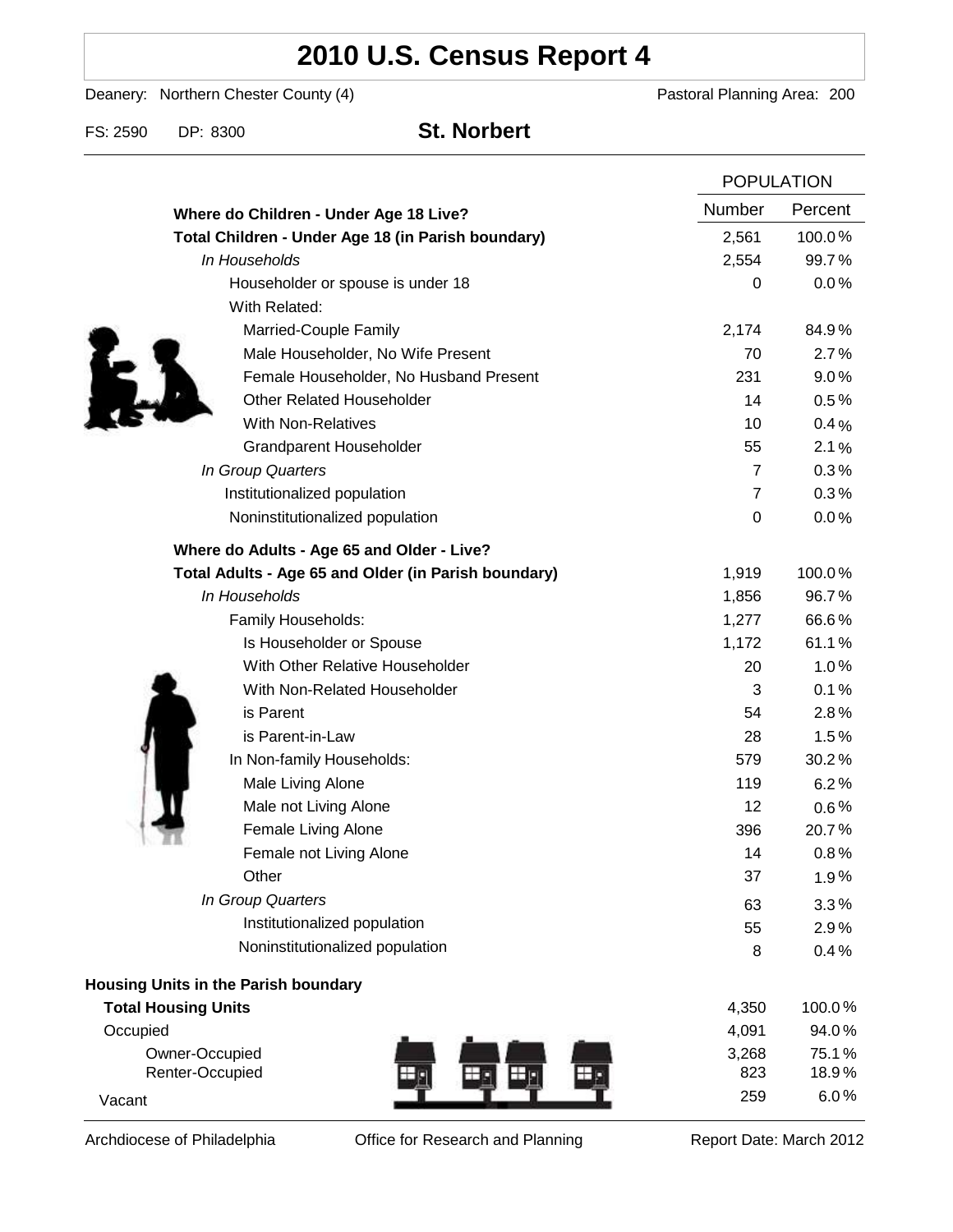# 2010 U.S. Census Report 4

Deanery: Northern Chester County (4) — Pastoral Planning Area: 200

FS: 2590 DP: 8300 **St. Norbert**

| | POPULATION | |
|---|---|---|
| | Number | Percent |
| **Where do Children - Under Age 18 Live?** | | |
| **Total Children - Under Age 18 (in Parish boundary)** | 2,561 | 100.0% |
| *In Households* | 2,554 | 99.7% |
| Householder or spouse is under 18 | 0 | 0.0% |
| With Related: | | |
| Married-Couple Family | 2,174 | 84.9% |
| Male Householder, No Wife Present | 70 | 2.7% |
| Female Householder, No Husband Present | 231 | 9.0% |
| Other Related Householder | 14 | 0.5% |
| With Non-Relatives | 10 | 0.4% |
| Grandparent Householder | 55 | 2.1% |
| *In Group Quarters* | 7 | 0.3% |
| Institutionalized population | 7 | 0.3% |
| Noninstitutionalized population | 0 | 0.0% |
| **Where do Adults - Age 65 and Older - Live?** | | |
| **Total Adults - Age 65 and Older (in Parish boundary)** | 1,919 | 100.0% |
| *In Households* | 1,856 | 96.7% |
| Family Households: | 1,277 | 66.6% |
| Is Householder or Spouse | 1,172 | 61.1% |
| With Other Relative Householder | 20 | 1.0% |
| With Non-Related Householder | 3 | 0.1% |
| is Parent | 54 | 2.8% |
| is Parent-in-Law | 28 | 1.5% |
| In Non-family Households: | 579 | 30.2% |
| Male Living Alone | 119 | 6.2% |
| Male not Living Alone | 12 | 0.6% |
| Female Living Alone | 396 | 20.7% |
| Female not Living Alone | 14 | 0.8% |
| Other | 37 | 1.9% |
| *In Group Quarters* | 63 | 3.3% |
| Institutionalized population | 55 | 2.9% |
| Noninstitutionalized population | 8 | 0.4% |
| **Housing Units in the Parish boundary** | | |
| **Total Housing Units** | 4,350 | 100.0% |
| Occupied | 4,091 | 94.0% |
| Owner-Occupied | 3,268 | 75.1% |
| Renter-Occupied | 823 | 18.9% |
| Vacant | 259 | 6.0% |

Archdiocese of Philadelphia — Office for Research and Planning — Report Date: March 2012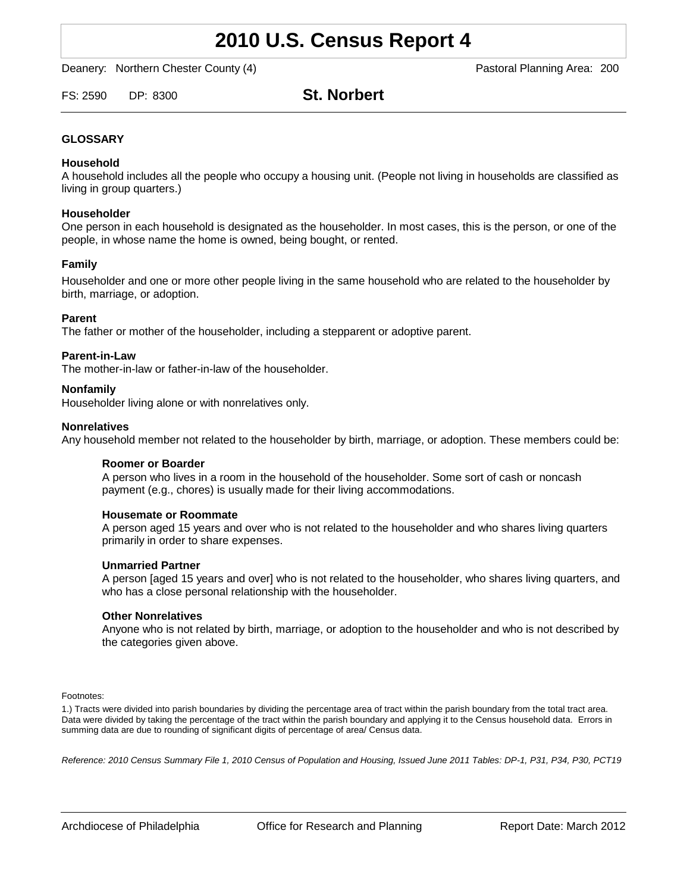# 2010 U.S. Census Report 4

Deanery: Northern Chester County (4) Pastoral Planning Area: 200

FS: 2590 DP: 8300

## St. Norbert

### GLOSSARY

**Household**
A household includes all the people who occupy a housing unit. (People not living in households are classified as living in group quarters.)

**Householder**
One person in each household is designated as the householder. In most cases, this is the person, or one of the people, in whose name the home is owned, being bought, or rented.

**Family**
Householder and one or more other people living in the same household who are related to the householder by birth, marriage, or adoption.

**Parent**
The father or mother of the householder, including a stepparent or adoptive parent.

**Parent-in-Law**
The mother-in-law or father-in-law of the householder.

**Nonfamily**
Householder living alone or with nonrelatives only.

**Nonrelatives**
Any household member not related to the householder by birth, marriage, or adoption. These members could be:

> **Roomer or Boarder**
> A person who lives in a room in the household of the householder. Some sort of cash or noncash payment (e.g., chores) is usually made for their living accommodations.
>
> **Housemate or Roommate**
> A person aged 15 years and over who is not related to the householder and who shares living quarters primarily in order to share expenses.
>
> **Unmarried Partner**
> A person [aged 15 years and over] who is not related to the householder, who shares living quarters, and who has a close personal relationship with the householder.
>
> **Other Nonrelatives**
> Anyone who is not related by birth, marriage, or adoption to the householder and who is not described by the categories given above.

Footnotes:

1.) Tracts were divided into parish boundaries by dividing the percentage area of tract within the parish boundary from the total tract area. Data were divided by taking the percentage of the tract within the parish boundary and applying it to the Census household data. Errors in summing data are due to rounding of significant digits of percentage of area/ Census data.

*Reference: 2010 Census Summary File 1, 2010 Census of Population and Housing, Issued June 2011 Tables: DP-1, P31, P34, P30, PCT19*

Archdiocese of Philadelphia Office for Research and Planning Report Date: March 2012